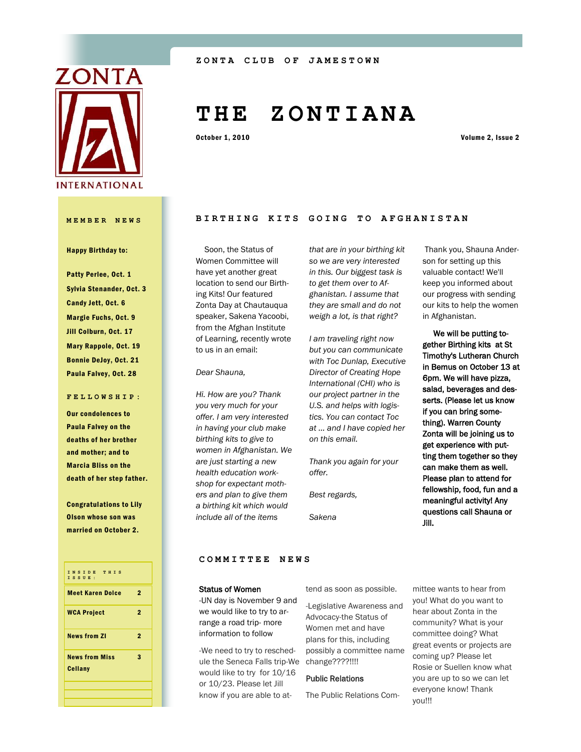ZONTA CLUB OF JAMESTOWN

# THE ZONTIANA

October 1, 2010

Volume 2, Issue 2

## BIRTHING KITS GOING TO AFGHANISTAN

Soon, the Status of Women Committee will have yet another great location to send our Birthing Kits! Our featured Zonta Day at Chautauqua speaker, Sakena Yacoobi, from the Afghan Institute of Learning, recently wrote to us in an email:

*Dear Shauna,*

*Hi. How are you? Thank you very much for your offer. I am very interested in having your club make birthing kits to give to women in Afghanistan. We are just starting a new health education workshop for expectant mothers and plan to give them a birthing kit which would include all of the items that are in your birthing kit so we are very interested in this. Our biggest task is to get them over to Afghanistan. I assume that they are small and do not weigh a lot, is that right?*

*I am traveling right now but you can communicate with Toc Dunlap, Executive Director of Creating Hope International (CHI) who is our project partner in the U.S. and helps with logistics. You can contact Toc at ... and I have copied her on this email.*

*Thank you again for your offer.*

*Best regards,*

*Sakena*

Thank you, Shauna Anderson for setting up this valuable contact! We'll keep you informed about our progress with sending our kits to help the women in Afghanistan.

**We will be putting together Birthing kits at St Timothy's Lutheran Church in Bemus on October 13 at 6pm. We will have pizza, salad, beverages and desserts. (Please let us know if you can bring something). Warren County Zonta will be joining us to get experience with putting them together so they can make them as well. Please plan to attend for fellowship, food, fun and a meaningful activity! Any questions call Shauna or Jill.**

## COMMITTEE NEWS

**Status of Women**

-UN day is November 9 and we would like to try to arrange a road trip- more information to follow

-We need to try to reschedule the Seneca Falls trip-We would like to try for 10/16 or 10/23. Please let Jill know if you are able to attend as soon as possible.

-Legislative Awareness and Advocacy-the Status of Women met and have plans for this, including possibly a committee name change????!!!!

**Public Relations**

The Public Relations Committee wants to hear from you! What do you want to hear about Zonta in the community? What is your committee doing? What great events or projects are coming up? Please let Rosie or Suellen know what you are up to so we can let everyone know! Thank you!!!

## MEMBER NEWS

**Happy Birthday to:**

**Patty Perlee, Oct. 1**
**Sylvia Stenander, Oct. 3**
**Candy Jett, Oct. 6**
**Margie Fuchs, Oct. 9**
**Jill Colburn, Oct. 17**
**Mary Rappole, Oct. 19**
**Bonnie DeJoy, Oct. 21**
**Paula Falvey, Oct. 28**

### FELLOWSHIP:

**Our condolences to Paula Falvey on the deaths of her brother and mother; and to Marcia Bliss on the death of her step father.**

**Congratulations to Lily Olson whose son was married on October 2.**

| INSIDE THIS ISSUE: | |
|---|---|
| Meet Karen Dolce | 2 |
| WCA Project | 2 |
| News from ZI | 2 |
| News from Miss Cellany | 3 |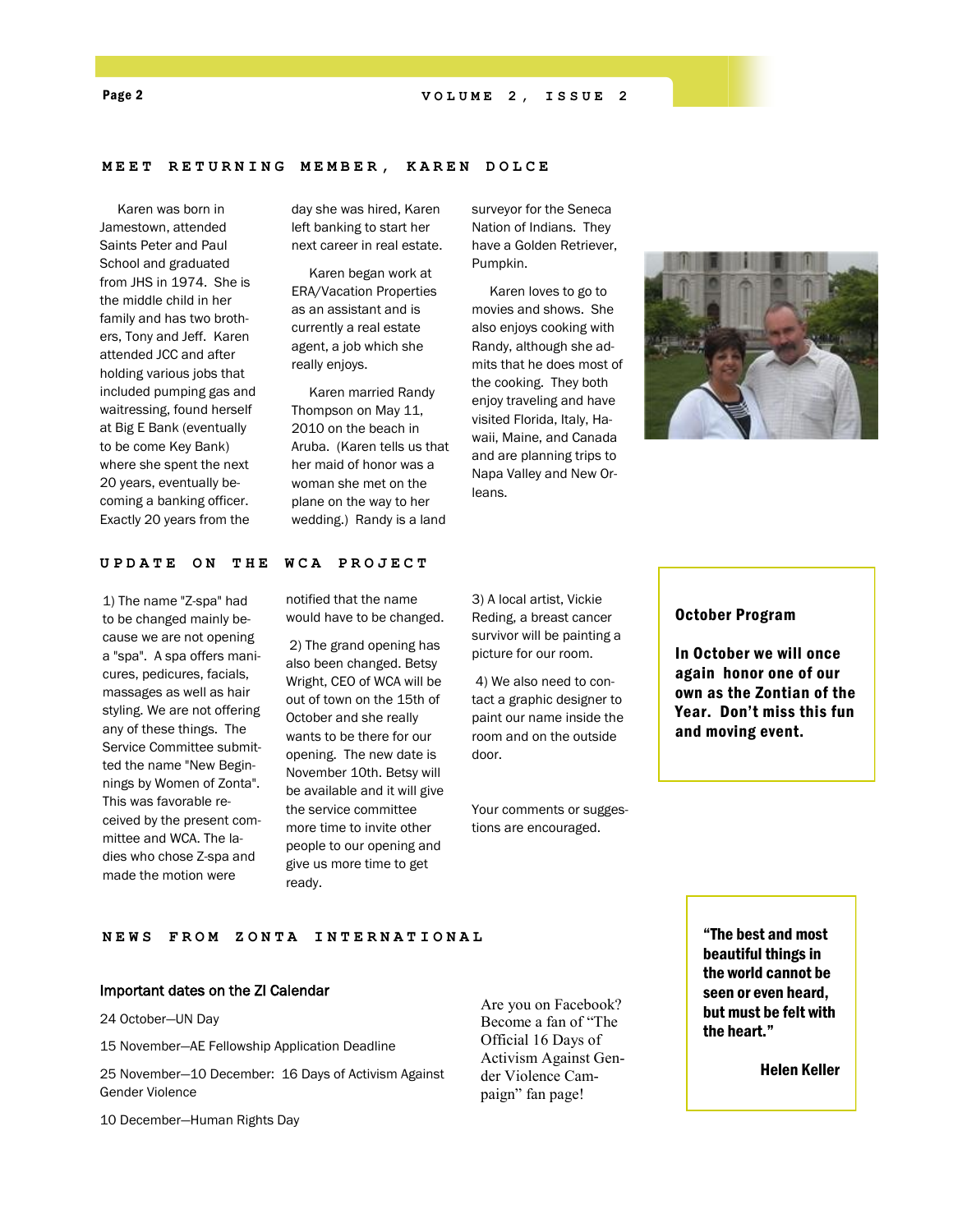## MEET RETURNING MEMBER, KAREN DOLCE

Karen was born in Jamestown, attended Saints Peter and Paul School and graduated from JHS in 1974. She is the middle child in her family and has two brothers, Tony and Jeff. Karen attended JCC and after holding various jobs that included pumping gas and waitressing, found herself at Big E Bank (eventually to be come Key Bank) where she spent the next 20 years, eventually becoming a banking officer. Exactly 20 years from the day she was hired, Karen left banking to start her next career in real estate.

Karen began work at ERA/Vacation Properties as an assistant and is currently a real estate agent, a job which she really enjoys.

Karen married Randy Thompson on May 11, 2010 on the beach in Aruba. (Karen tells us that her maid of honor was a woman she met on the plane on the way to her wedding.) Randy is a land surveyor for the Seneca Nation of Indians. They have a Golden Retriever, Pumpkin.

Karen loves to go to movies and shows. She also enjoys cooking with Randy, although she admits that he does most of the cooking. They both enjoy traveling and have visited Florida, Italy, Hawaii, Maine, and Canada and are planning trips to Napa Valley and New Orleans.

## UPDATE ON THE WCA PROJECT

1) The name "Z-spa" had to be changed mainly because we are not opening a "spa". A spa offers manicures, pedicures, facials, massages as well as hair styling. We are not offering any of these things. The Service Committee submitted the name "New Beginnings by Women of Zonta". This was favorable received by the present committee and WCA. The ladies who chose Z-spa and made the motion were notified that the name would have to be changed.

2) The grand opening has also been changed. Betsy Wright, CEO of WCA will be out of town on the 15th of October and she really wants to be there for our opening. The new date is November 10th. Betsy will be available and it will give the service committee more time to invite other people to our opening and give us more time to get ready.

3) A local artist, Vickie Reding, a breast cancer survivor will be painting a picture for our room.

4) We also need to contact a graphic designer to paint our name inside the room and on the outside door.

Your comments or suggestions are encouraged.

**October Program**

**In October we will once again honor one of our own as the Zontian of the Year. Don't miss this fun and moving event.**

## NEWS FROM ZONTA INTERNATIONAL

### Important dates on the ZI Calendar

24 October—UN Day

15 November—AE Fellowship Application Deadline

25 November—10 December: 16 Days of Activism Against Gender Violence

10 December—Human Rights Day

Are you on Facebook? Become a fan of "The Official 16 Days of Activism Against Gender Violence Campaign" fan page!

**"The best and most beautiful things in the world cannot be seen or even heard, but must be felt with the heart."**

**Helen Keller**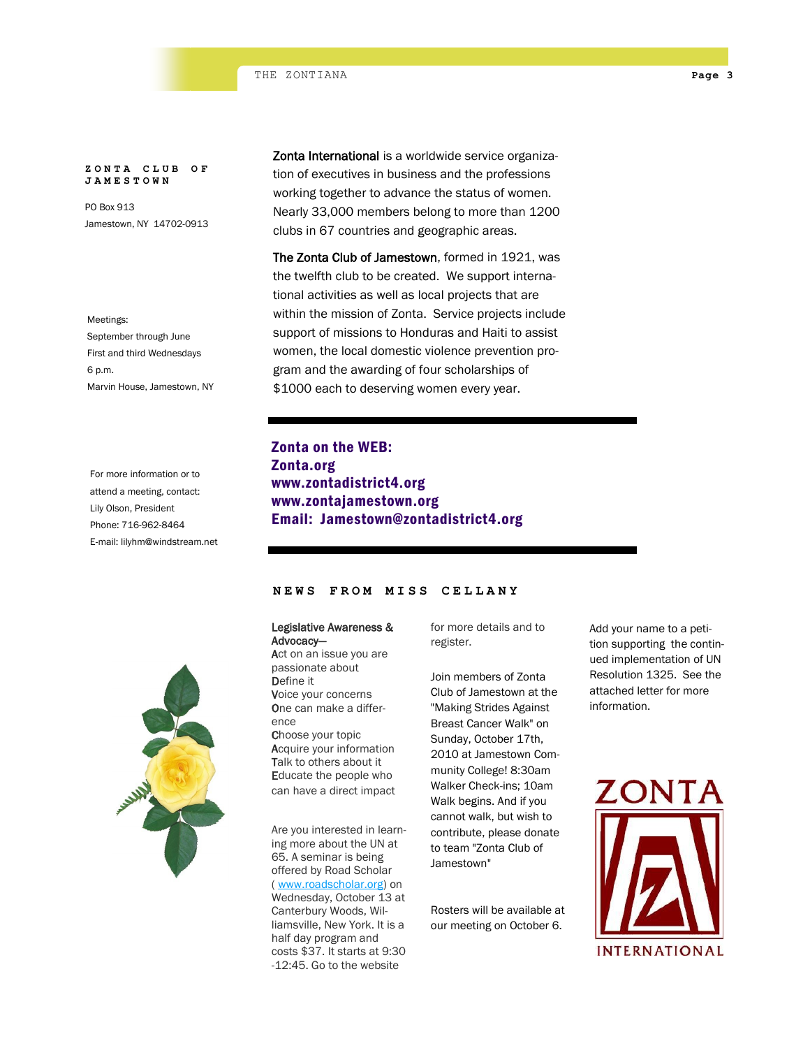**ZONTA CLUB OF JAMESTOWN**

PO Box 913
Jamestown, NY 14702-0913

Meetings:
September through June
First and third Wednesdays
6 p.m.
Marvin House, Jamestown, NY

For more information or to attend a meeting, contact:
Lily Olson, President
Phone: 716-962-8464
E-mail: lilyhm@windstream.net

**Zonta International** is a worldwide service organization of executives in business and the professions working together to advance the status of women. Nearly 33,000 members belong to more than 1200 clubs in 67 countries and geographic areas.

**The Zonta Club of Jamestown**, formed in 1921, was the twelfth club to be created. We support international activities as well as local projects that are within the mission of Zonta. Service projects include support of missions to Honduras and Haiti to assist women, the local domestic violence prevention program and the awarding of four scholarships of $1000 each to deserving women every year.

---

**Zonta on the WEB:**
**Zonta.org**
**www.zontadistrict4.org**
**www.zontajamestown.org**
**Email: Jamestown@zontadistrict4.org**

---

## NEWS FROM MISS CELLANY

**Legislative Awareness & Advocacy—**
**A**ct on an issue you are passionate about
**D**efine it
**V**oice your concerns
**O**ne can make a difference
**C**hoose your topic
**A**cquire your information
**T**alk to others about it
**E**ducate the people who can have a direct impact

Are you interested in learning more about the UN at 65. A seminar is being offered by Road Scholar ( www.roadscholar.org) on Wednesday, October 13 at Canterbury Woods, Williamsville, New York. It is a half day program and costs $37. It starts at 9:30 -12:45. Go to the website for more details and to register.

Join members of Zonta Club of Jamestown at the "Making Strides Against Breast Cancer Walk" on Sunday, October 17th, 2010 at Jamestown Community College! 8:30am Walker Check-ins; 10am Walk begins. And if you cannot walk, but wish to contribute, please donate to team "Zonta Club of Jamestown"

Rosters will be available at our meeting on October 6.

Add your name to a petition supporting the continued implementation of UN Resolution 1325. See the attached letter for more information.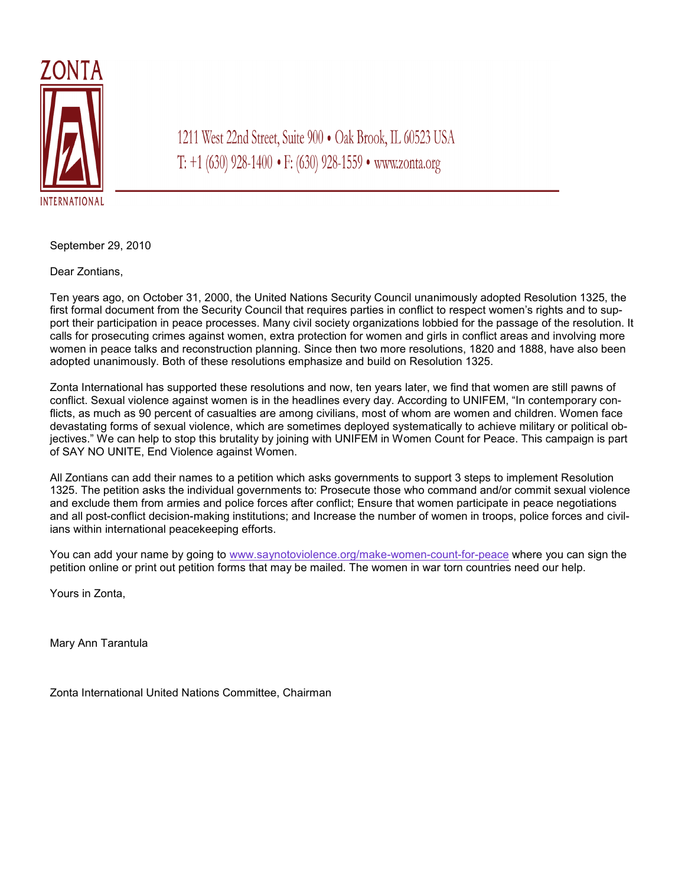ZONTA

INTERNATIONAL

1211 West 22nd Street, Suite 900 • Oak Brook, IL 60523 USA
T: +1 (630) 928-1400 • F: (630) 928-1559 • www.zonta.org

September 29, 2010

Dear Zontians,

Ten years ago, on October 31, 2000, the United Nations Security Council unanimously adopted Resolution 1325, the first formal document from the Security Council that requires parties in conflict to respect women's rights and to support their participation in peace processes. Many civil society organizations lobbied for the passage of the resolution. It calls for prosecuting crimes against women, extra protection for women and girls in conflict areas and involving more women in peace talks and reconstruction planning. Since then two more resolutions, 1820 and 1888, have also been adopted unanimously. Both of these resolutions emphasize and build on Resolution 1325.

Zonta International has supported these resolutions and now, ten years later, we find that women are still pawns of conflict. Sexual violence against women is in the headlines every day. According to UNIFEM, "In contemporary conflicts, as much as 90 percent of casualties are among civilians, most of whom are women and children. Women face devastating forms of sexual violence, which are sometimes deployed systematically to achieve military or political objectives." We can help to stop this brutality by joining with UNIFEM in Women Count for Peace. This campaign is part of SAY NO UNITE, End Violence against Women.

All Zontians can add their names to a petition which asks governments to support 3 steps to implement Resolution 1325. The petition asks the individual governments to: Prosecute those who command and/or commit sexual violence and exclude them from armies and police forces after conflict; Ensure that women participate in peace negotiations and all post-conflict decision-making institutions; and Increase the number of women in troops, police forces and civilians within international peacekeeping efforts.

You can add your name by going to www.saynotoviolence.org/make-women-count-for-peace where you can sign the petition online or print out petition forms that may be mailed. The women in war torn countries need our help.

Yours in Zonta,

Mary Ann Tarantula

Zonta International United Nations Committee, Chairman